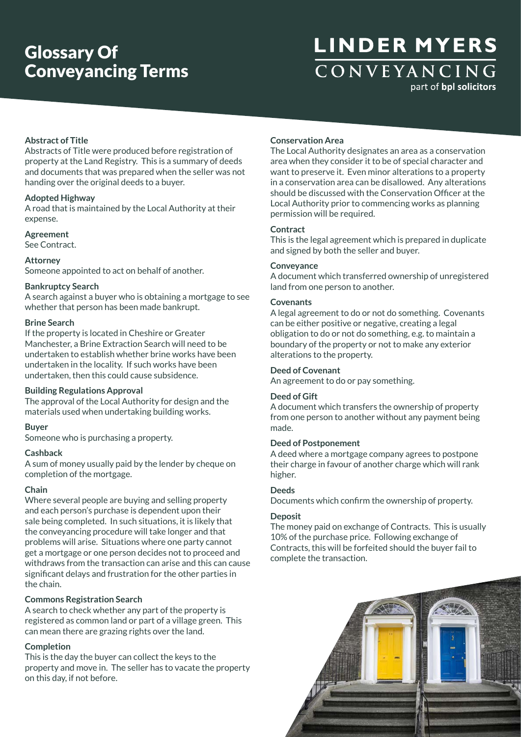# Glossary Of Conveyancing Terms

LINDER MYERS CONVEYANCING
part of **bpl solicitors**

**Abstract of Title**
Abstracts of Title were produced before registration of property at the Land Registry. This is a summary of deeds and documents that was prepared when the seller was not handing over the original deeds to a buyer.

**Adopted Highway**
A road that is maintained by the Local Authority at their expense.

**Agreement**
See Contract.

**Attorney**
Someone appointed to act on behalf of another.

**Bankruptcy Search**
A search against a buyer who is obtaining a mortgage to see whether that person has been made bankrupt.

**Brine Search**
If the property is located in Cheshire or Greater Manchester, a Brine Extraction Search will need to be undertaken to establish whether brine works have been undertaken in the locality. If such works have been undertaken, then this could cause subsidence.

**Building Regulations Approval**
The approval of the Local Authority for design and the materials used when undertaking building works.

**Buyer**
Someone who is purchasing a property.

**Cashback**
A sum of money usually paid by the lender by cheque on completion of the mortgage.

**Chain**
Where several people are buying and selling property and each person's purchase is dependent upon their sale being completed. In such situations, it is likely that the conveyancing procedure will take longer and that problems will arise. Situations where one party cannot get a mortgage or one person decides not to proceed and withdraws from the transaction can arise and this can cause significant delays and frustration for the other parties in the chain.

**Commons Registration Search**
A search to check whether any part of the property is registered as common land or part of a village green. This can mean there are grazing rights over the land.

**Completion**
This is the day the buyer can collect the keys to the property and move in. The seller has to vacate the property on this day, if not before.

**Conservation Area**
The Local Authority designates an area as a conservation area when they consider it to be of special character and want to preserve it. Even minor alterations to a property in a conservation area can be disallowed. Any alterations should be discussed with the Conservation Officer at the Local Authority prior to commencing works as planning permission will be required.

**Contract**
This is the legal agreement which is prepared in duplicate and signed by both the seller and buyer.

**Conveyance**
A document which transferred ownership of unregistered land from one person to another.

**Covenants**
A legal agreement to do or not do something. Covenants can be either positive or negative, creating a legal obligation to do or not do something, e.g. to maintain a boundary of the property or not to make any exterior alterations to the property.

**Deed of Covenant**
An agreement to do or pay something.

**Deed of Gift**
A document which transfers the ownership of property from one person to another without any payment being made.

**Deed of Postponement**
A deed where a mortgage company agrees to postpone their charge in favour of another charge which will rank higher.

**Deeds**
Documents which confirm the ownership of property.

**Deposit**
The money paid on exchange of Contracts. This is usually 10% of the purchase price. Following exchange of Contracts, this will be forfeited should the buyer fail to complete the transaction.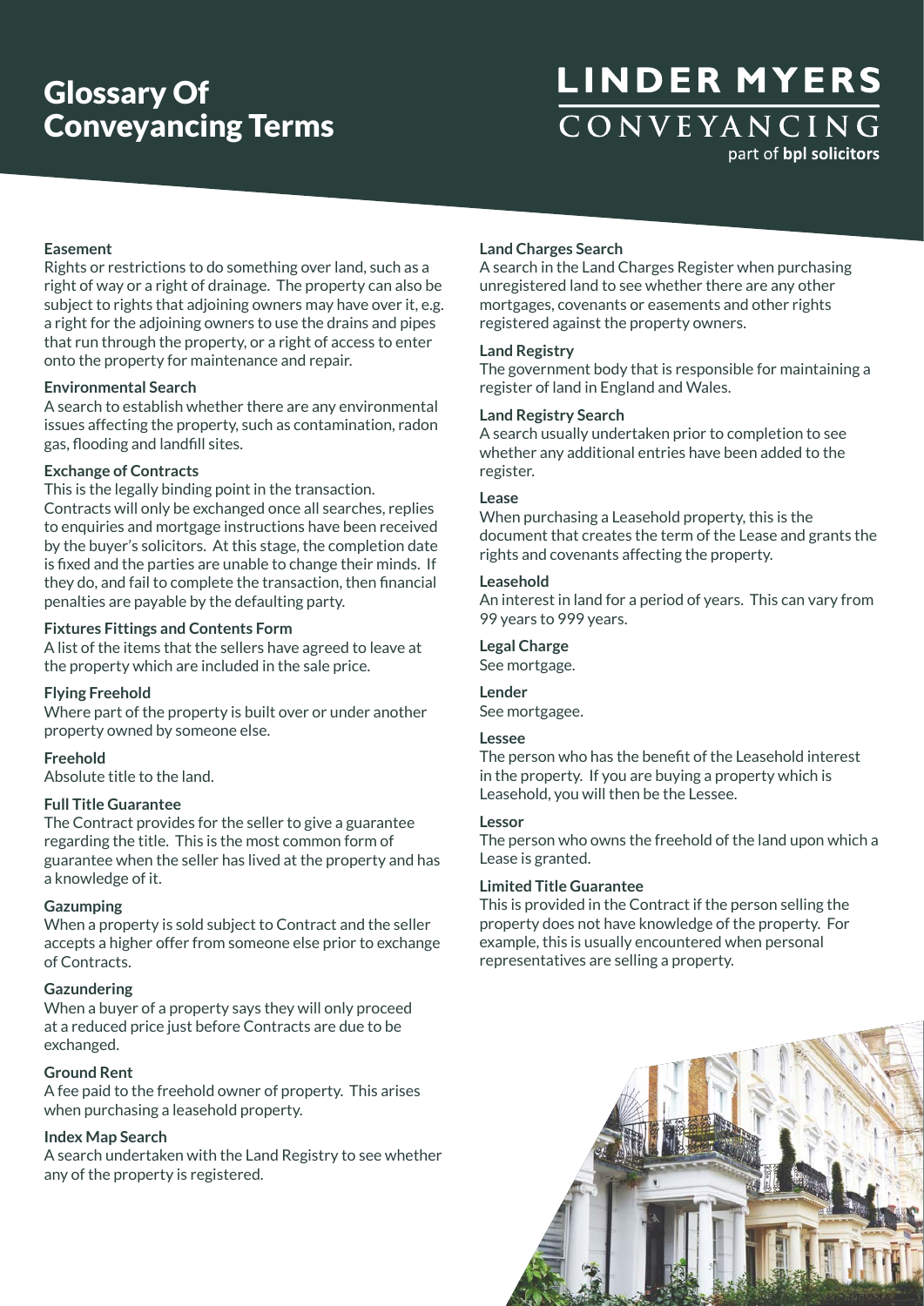# Glossary Of Conveyancing Terms

LINDER MYERS CONVEYANCING
part of **bpl solicitors**

**Easement**
Rights or restrictions to do something over land, such as a right of way or a right of drainage. The property can also be subject to rights that adjoining owners may have over it, e.g. a right for the adjoining owners to use the drains and pipes that run through the property, or a right of access to enter onto the property for maintenance and repair.

**Environmental Search**
A search to establish whether there are any environmental issues affecting the property, such as contamination, radon gas, flooding and landfill sites.

**Exchange of Contracts**
This is the legally binding point in the transaction. Contracts will only be exchanged once all searches, replies to enquiries and mortgage instructions have been received by the buyer's solicitors. At this stage, the completion date is fixed and the parties are unable to change their minds. If they do, and fail to complete the transaction, then financial penalties are payable by the defaulting party.

**Fixtures Fittings and Contents Form**
A list of the items that the sellers have agreed to leave at the property which are included in the sale price.

**Flying Freehold**
Where part of the property is built over or under another property owned by someone else.

**Freehold**
Absolute title to the land.

**Full Title Guarantee**
The Contract provides for the seller to give a guarantee regarding the title. This is the most common form of guarantee when the seller has lived at the property and has a knowledge of it.

**Gazumping**
When a property is sold subject to Contract and the seller accepts a higher offer from someone else prior to exchange of Contracts.

**Gazundering**
When a buyer of a property says they will only proceed at a reduced price just before Contracts are due to be exchanged.

**Ground Rent**
A fee paid to the freehold owner of property. This arises when purchasing a leasehold property.

**Index Map Search**
A search undertaken with the Land Registry to see whether any of the property is registered.

**Land Charges Search**
A search in the Land Charges Register when purchasing unregistered land to see whether there are any other mortgages, covenants or easements and other rights registered against the property owners.

**Land Registry**
The government body that is responsible for maintaining a register of land in England and Wales.

**Land Registry Search**
A search usually undertaken prior to completion to see whether any additional entries have been added to the register.

**Lease**
When purchasing a Leasehold property, this is the document that creates the term of the Lease and grants the rights and covenants affecting the property.

**Leasehold**
An interest in land for a period of years. This can vary from 99 years to 999 years.

**Legal Charge**
See mortgage.

**Lender**
See mortgagee.

**Lessee**
The person who has the benefit of the Leasehold interest in the property. If you are buying a property which is Leasehold, you will then be the Lessee.

**Lessor**
The person who owns the freehold of the land upon which a Lease is granted.

**Limited Title Guarantee**
This is provided in the Contract if the person selling the property does not have knowledge of the property. For example, this is usually encountered when personal representatives are selling a property.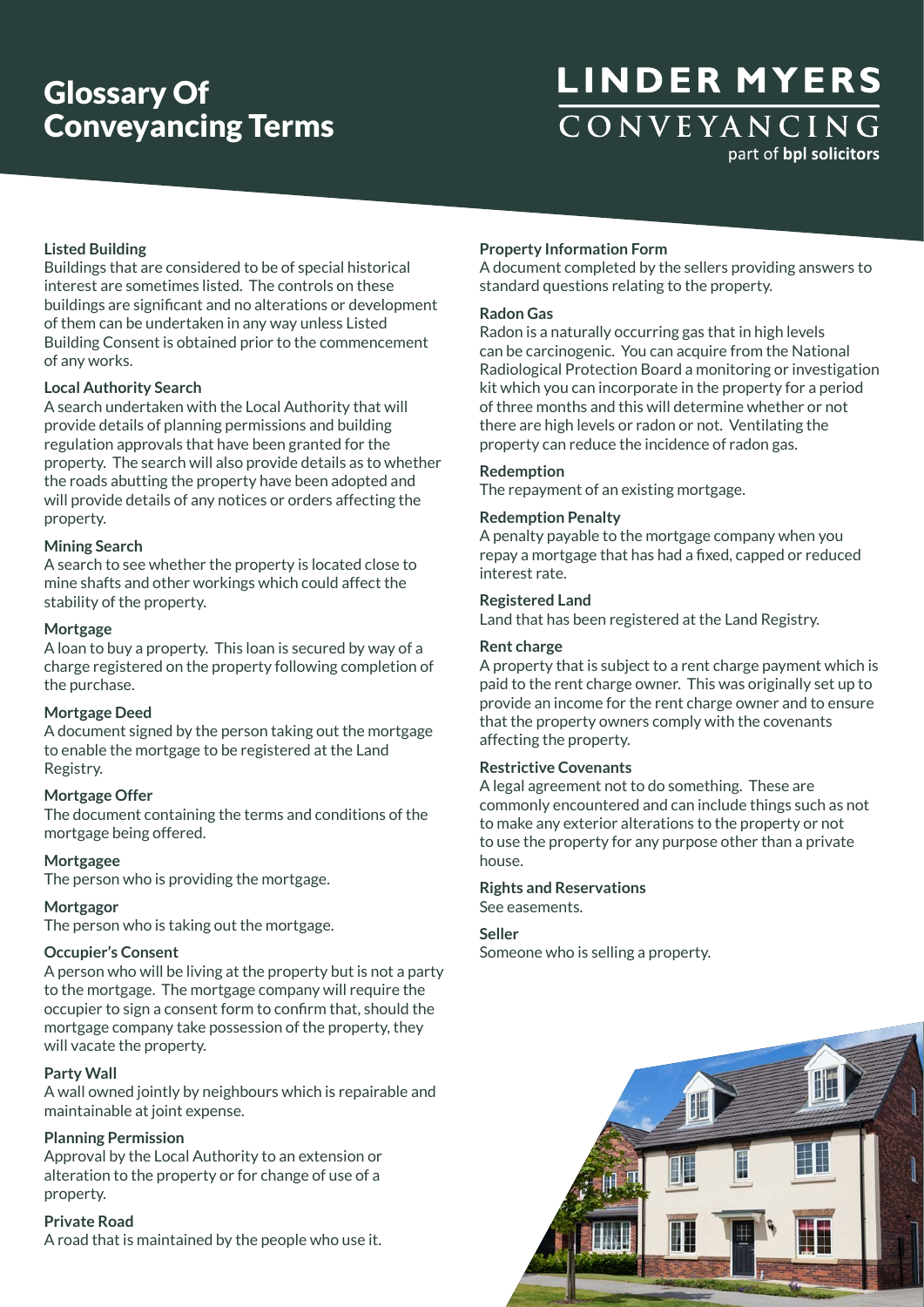# Glossary Of Conveyancing Terms

LINDER MYERS CONVEYANCING part of bpl solicitors

**Listed Building**
Buildings that are considered to be of special historical interest are sometimes listed. The controls on these buildings are significant and no alterations or development of them can be undertaken in any way unless Listed Building Consent is obtained prior to the commencement of any works.

**Local Authority Search**
A search undertaken with the Local Authority that will provide details of planning permissions and building regulation approvals that have been granted for the property. The search will also provide details as to whether the roads abutting the property have been adopted and will provide details of any notices or orders affecting the property.

**Mining Search**
A search to see whether the property is located close to mine shafts and other workings which could affect the stability of the property.

**Mortgage**
A loan to buy a property. This loan is secured by way of a charge registered on the property following completion of the purchase.

**Mortgage Deed**
A document signed by the person taking out the mortgage to enable the mortgage to be registered at the Land Registry.

**Mortgage Offer**
The document containing the terms and conditions of the mortgage being offered.

**Mortgagee**
The person who is providing the mortgage.

**Mortgagor**
The person who is taking out the mortgage.

**Occupier's Consent**
A person who will be living at the property but is not a party to the mortgage. The mortgage company will require the occupier to sign a consent form to confirm that, should the mortgage company take possession of the property, they will vacate the property.

**Party Wall**
A wall owned jointly by neighbours which is repairable and maintainable at joint expense.

**Planning Permission**
Approval by the Local Authority to an extension or alteration to the property or for change of use of a property.

**Private Road**
A road that is maintained by the people who use it.

**Property Information Form**
A document completed by the sellers providing answers to standard questions relating to the property.

**Radon Gas**
Radon is a naturally occurring gas that in high levels can be carcinogenic. You can acquire from the National Radiological Protection Board a monitoring or investigation kit which you can incorporate in the property for a period of three months and this will determine whether or not there are high levels or radon or not. Ventilating the property can reduce the incidence of radon gas.

**Redemption**
The repayment of an existing mortgage.

**Redemption Penalty**
A penalty payable to the mortgage company when you repay a mortgage that has had a fixed, capped or reduced interest rate.

**Registered Land**
Land that has been registered at the Land Registry.

**Rent charge**
A property that is subject to a rent charge payment which is paid to the rent charge owner. This was originally set up to provide an income for the rent charge owner and to ensure that the property owners comply with the covenants affecting the property.

**Restrictive Covenants**
A legal agreement not to do something. These are commonly encountered and can include things such as not to make any exterior alterations to the property or not to use the property for any purpose other than a private house.

**Rights and Reservations**
See easements.

**Seller**
Someone who is selling a property.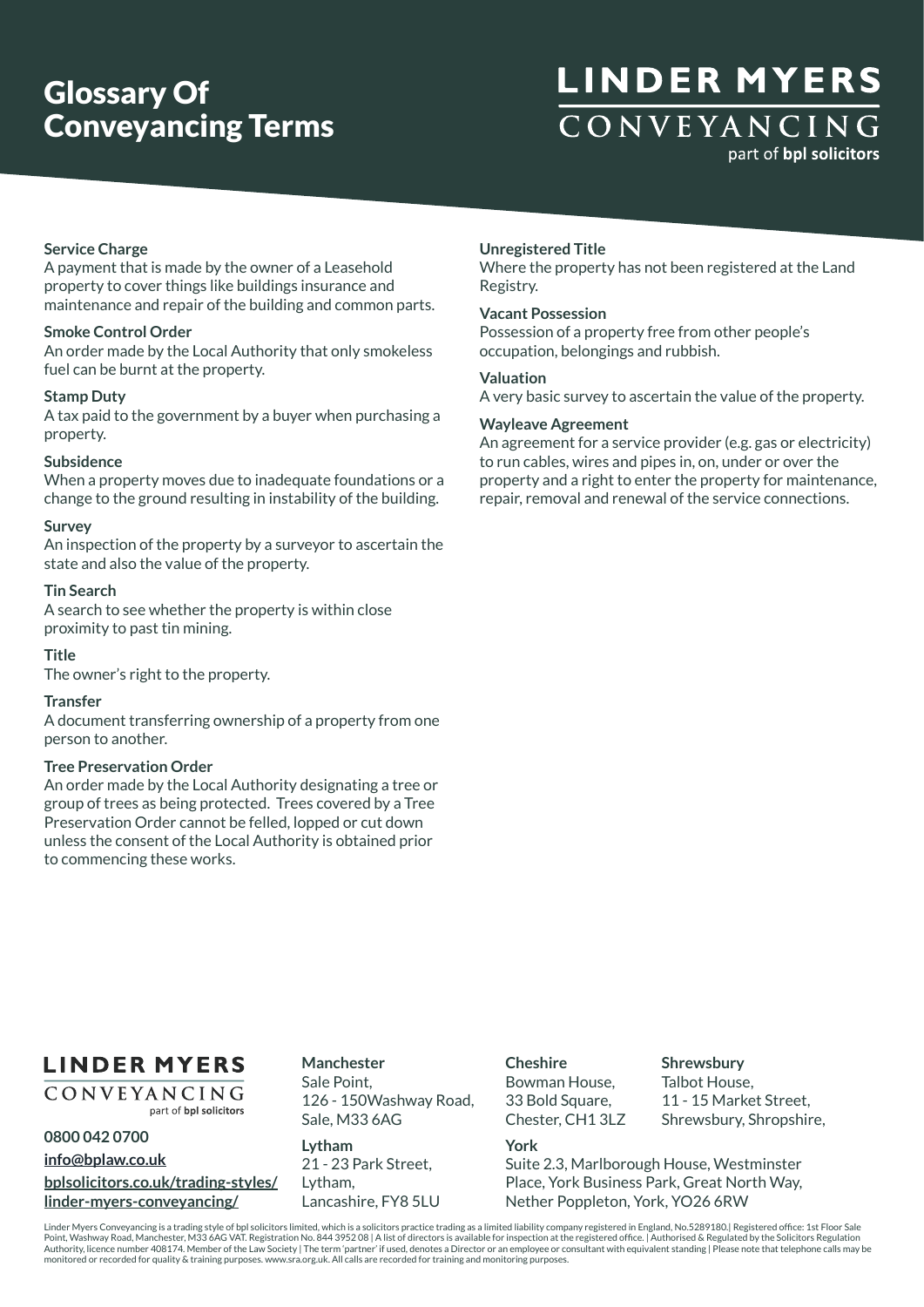# Glossary Of Conveyancing Terms

LINDER MYERS CONVEYANCING part of bpl solicitors

**Service Charge**
A payment that is made by the owner of a Leasehold property to cover things like buildings insurance and maintenance and repair of the building and common parts.

**Smoke Control Order**
An order made by the Local Authority that only smokeless fuel can be burnt at the property.

**Stamp Duty**
A tax paid to the government by a buyer when purchasing a property.

**Subsidence**
When a property moves due to inadequate foundations or a change to the ground resulting in instability of the building.

**Survey**
An inspection of the property by a surveyor to ascertain the state and also the value of the property.

**Tin Search**
A search to see whether the property is within close proximity to past tin mining.

**Title**
The owner's right to the property.

**Transfer**
A document transferring ownership of a property from one person to another.

**Tree Preservation Order**
An order made by the Local Authority designating a tree or group of trees as being protected. Trees covered by a Tree Preservation Order cannot be felled, lopped or cut down unless the consent of the Local Authority is obtained prior to commencing these works.

**Unregistered Title**
Where the property has not been registered at the Land Registry.

**Vacant Possession**
Possession of a property free from other people's occupation, belongings and rubbish.

**Valuation**
A very basic survey to ascertain the value of the property.

**Wayleave Agreement**
An agreement for a service provider (e.g. gas or electricity) to run cables, wires and pipes in, on, under or over the property and a right to enter the property for maintenance, repair, removal and renewal of the service connections.

LINDER MYERS CONVEYANCING part of bpl solicitors

**0800 042 0700**

**info@bplaw.co.uk**

**bplsolicitors.co.uk/trading-styles/linder-myers-conveyancing/**

**Manchester**
Sale Point,
126 - 150Washway Road,
Sale, M33 6AG

**Lytham**
21 - 23 Park Street,
Lytham,
Lancashire, FY8 5LU

**Cheshire**
Bowman House,
33 Bold Square,
Chester, CH1 3LZ

**Shrewsbury**
Talbot House,
11 - 15 Market Street,
Shrewsbury, Shropshire,

**York**
Suite 2.3, Marlborough House, Westminster Place, York Business Park, Great North Way, Nether Poppleton, York, YO26 6RW

Linder Myers Conveyancing is a trading style of bpl solicitors limited, which is a solicitors practice trading as a limited liability company registered in England, No.5289180.| Registered office: 1st Floor Sale Point, Washway Road, Manchester, M33 6AG VAT. Registration No. 844 3952 08 | A list of directors is available for inspection at the registered office. | Authorised & Regulated by the Solicitors Regulation Authority, licence number 408174. Member of the Law Society | The term 'partner' if used, denotes a Director or an employee or consultant with equivalent standing | Please note that telephone calls may be monitored or recorded for quality & training purposes. www.sra.org.uk. All calls are recorded for training and monitoring purposes.